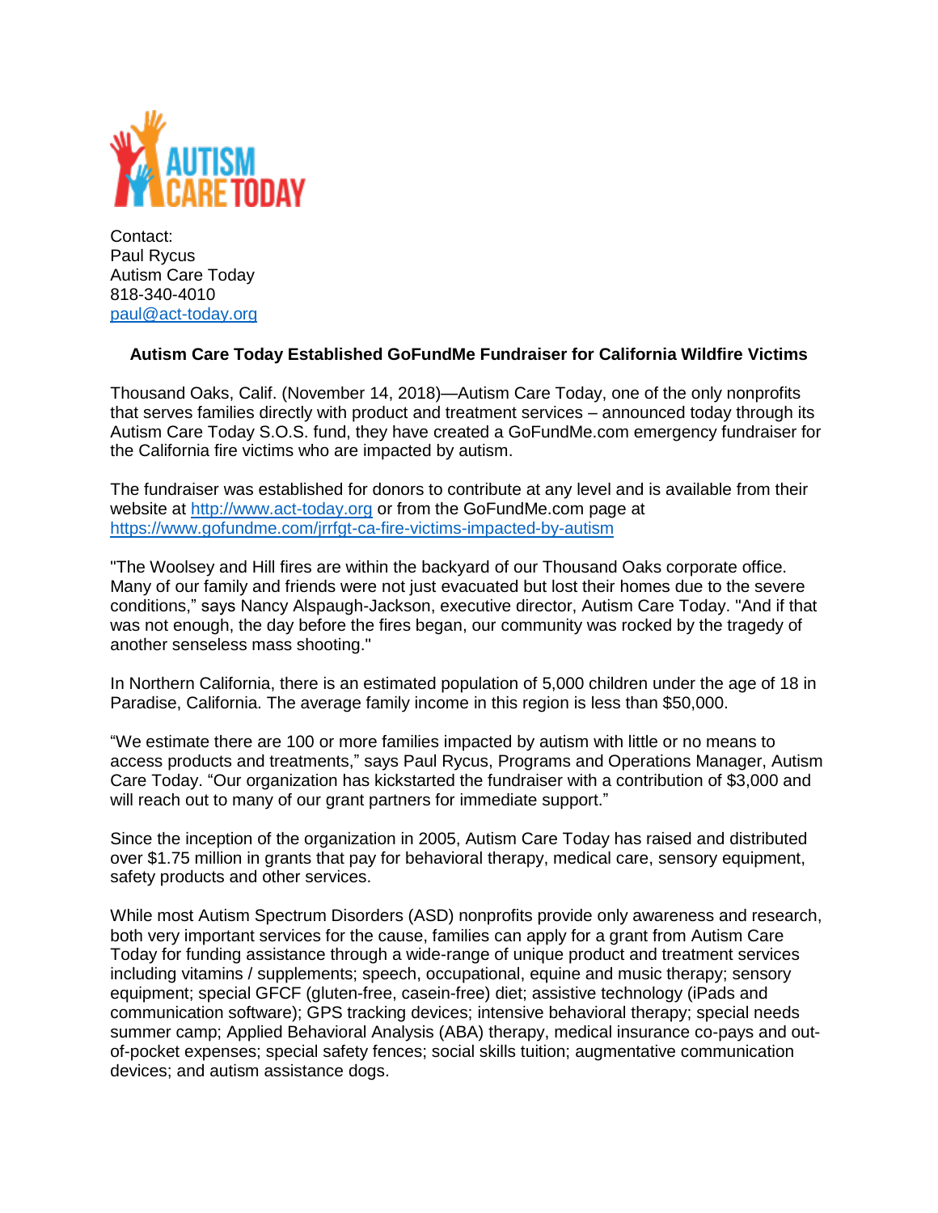Contact:
Paul Rycus
Autism Care Today
818-340-4010
paul@act-today.org

**Autism Care Today Established GoFundMe Fundraiser for California Wildfire Victims**

Thousand Oaks, Calif. (November 14, 2018)—Autism Care Today, one of the only nonprofits that serves families directly with product and treatment services – announced today through its Autism Care Today S.O.S. fund, they have created a GoFundMe.com emergency fundraiser for the California fire victims who are impacted by autism.

The fundraiser was established for donors to contribute at any level and is available from their website at http://www.act-today.org or from the GoFundMe.com page at https://www.gofundme.com/jrrfgt-ca-fire-victims-impacted-by-autism

"The Woolsey and Hill fires are within the backyard of our Thousand Oaks corporate office. Many of our family and friends were not just evacuated but lost their homes due to the severe conditions," says Nancy Alspaugh-Jackson, executive director, Autism Care Today. "And if that was not enough, the day before the fires began, our community was rocked by the tragedy of another senseless mass shooting."

In Northern California, there is an estimated population of 5,000 children under the age of 18 in Paradise, California. The average family income in this region is less than $50,000.

"We estimate there are 100 or more families impacted by autism with little or no means to access products and treatments," says Paul Rycus, Programs and Operations Manager, Autism Care Today. "Our organization has kickstarted the fundraiser with a contribution of $3,000 and will reach out to many of our grant partners for immediate support."

Since the inception of the organization in 2005, Autism Care Today has raised and distributed over $1.75 million in grants that pay for behavioral therapy, medical care, sensory equipment, safety products and other services.

While most Autism Spectrum Disorders (ASD) nonprofits provide only awareness and research, both very important services for the cause, families can apply for a grant from Autism Care Today for funding assistance through a wide-range of unique product and treatment services including vitamins / supplements; speech, occupational, equine and music therapy; sensory equipment; special GFCF (gluten-free, casein-free) diet; assistive technology (iPads and communication software); GPS tracking devices; intensive behavioral therapy; special needs summer camp; Applied Behavioral Analysis (ABA) therapy, medical insurance co-pays and out-of-pocket expenses; special safety fences; social skills tuition; augmentative communication devices; and autism assistance dogs.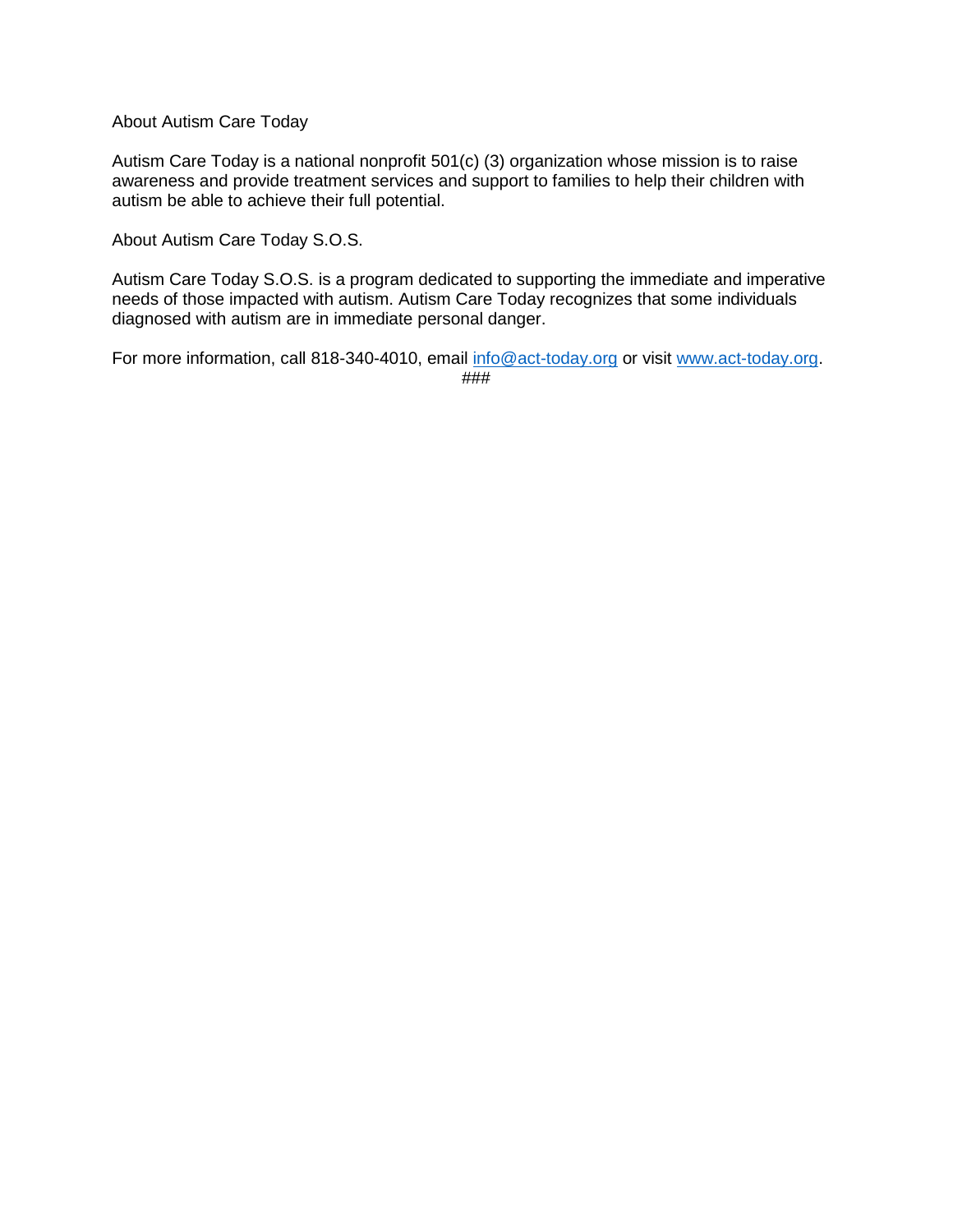About Autism Care Today

Autism Care Today is a national nonprofit 501(c) (3) organization whose mission is to raise awareness and provide treatment services and support to families to help their children with autism be able to achieve their full potential.

About Autism Care Today S.O.S.

Autism Care Today S.O.S. is a program dedicated to supporting the immediate and imperative needs of those impacted with autism. Autism Care Today recognizes that some individuals diagnosed with autism are in immediate personal danger.

For more information, call 818-340-4010, email info@act-today.org or visit www.act-today.org.

###